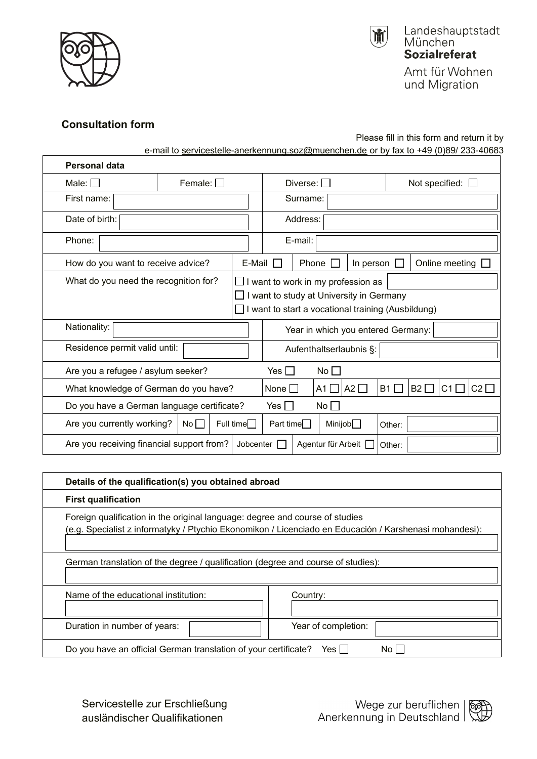Landeshauptstadt München
**Sozialreferat**
Amt für Wohnen und Migration

## Consultation form

Please fill in this form and return it by e-mail to servicestelle-anerkennung.soz@muenchen.de or by fax to +49 (0)89/ 233-40683

| **Personal data** | | | |
|---|---|---|---|
| Male: ☐ | Female: ☐ | Diverse: ☐ | Not specified: ☐ |
| First name: | | Surname: | |
| Date of birth: | | Address: | |
| Phone: | | E-mail: | |
| How do you want to receive advice? | E-Mail ☐ Phone ☐ In person ☐ Online meeting ☐ | | |
| What do you need the recognition for? | ☐ I want to work in my profession as ☐ I want to study at University in Germany ☐ I want to start a vocational training (Ausbildung) | | |
| Nationality: | | Year in which you entered Germany: | |
| Residence permit valid until: | | Aufenthaltserlaubnis §: | |
| Are you a refugee / asylum seeker? | Yes ☐ No ☐ | | |
| What knowledge of German do you have? | None ☐ A1 ☐ A2 ☐ B1 ☐ B2 ☐ C1 ☐ C2 ☐ | | |
| Do you have a German language certificate? | Yes ☐ No ☐ | | |
| Are you currently working? | No ☐ Full time ☐ Part time ☐ Minijob ☐ | Other: | |
| Are you receiving financial support from? | Jobcenter ☐ Agentur für Arbeit ☐ | Other: | |

| **Details of the qualification(s) you obtained abroad** | |
|---|---|
| **First qualification** | |
| Foreign qualification in the original language: degree and course of studies (e.g. Specialist z informatyky / Ptychio Ekonomikon / Licenciado en Educación / Karshenasi mohandesi): | |
| German translation of the degree / qualification (degree and course of studies): | |
| Name of the educational institution: | Country: |
| Duration in number of years: | Year of completion: |
| Do you have an official German translation of your certificate? Yes ☐ No ☐ | |

Servicestelle zur Erschließung ausländischer Qualifikationen

Wege zur beruflichen Anerkennung in Deutschland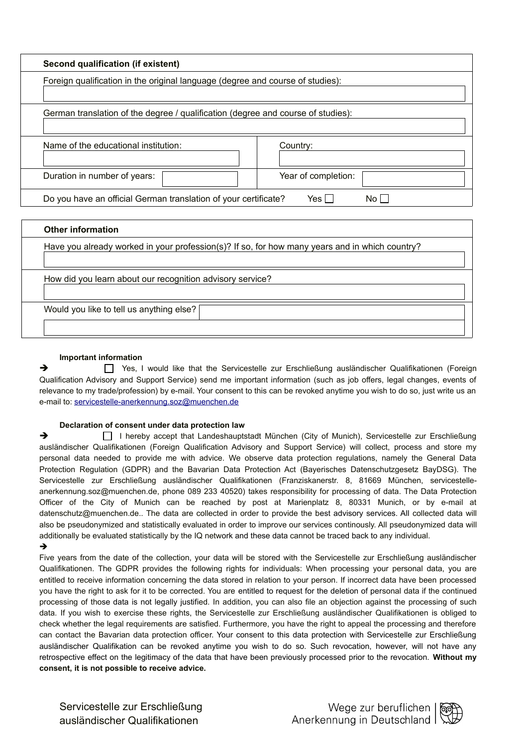| **Second qualification (if existent)** | |
|---|---|
| Foreign qualification in the original language (degree and course of studies): | |
| German translation of the degree / qualification (degree and course of studies): | |
| Name of the educational institution: | Country: |
| Duration in number of years: | Year of completion: |
| Do you have an official German translation of your certificate? Yes ☐ No ☐ | |

| **Other information** |
|---|
| Have you already worked in your profession(s)? If so, for how many years and in which country? |
| How did you learn about our recognition advisory service? |
| Would you like to tell us anything else? |

**Important information**

➔ ☐ Yes, I would like that the Servicestelle zur Erschließung ausländischer Qualifikationen (Foreign Qualification Advisory and Support Service) send me important information (such as job offers, legal changes, events of relevance to my trade/profession) by e-mail. Your consent to this can be revoked anytime you wish to do so, just write us an e-mail to: servicestelle-anerkennung.soz@muenchen.de

**Declaration of consent under data protection law**

➔ ☐ I hereby accept that Landeshauptstadt München (City of Munich), Servicestelle zur Erschließung ausländischer Qualifikationen (Foreign Qualification Advisory and Support Service) will collect, process and store my personal data needed to provide me with advice. We observe data protection regulations, namely the General Data Protection Regulation (GDPR) and the Bavarian Data Protection Act (Bayerisches Datenschutzgesetz BayDSG). The Servicestelle zur Erschließung ausländischer Qualifikationen (Franziskanerstr. 8, 81669 München, servicestelle-anerkennung.soz@muenchen.de, phone 089 233 40520) takes responsibility for processing of data. The Data Protection Officer of the City of Munich can be reached by post at Marienplatz 8, 80331 Munich, or by e-mail at datenschutz@muenchen.de.. The data are collected in order to provide the best advisory services. All collected data will also be pseudonymized and statistically evaluated in order to improve our services continously. All pseudonymized data will additionally be evaluated statistically by the IQ network and these data cannot be traced back to any individual.

➔

Five years from the date of the collection, your data will be stored with the Servicestelle zur Erschließung ausländischer Qualifikationen. The GDPR provides the following rights for individuals: When processing your personal data, you are entitled to receive information concerning the data stored in relation to your person. If incorrect data have been processed you have the right to ask for it to be corrected. You are entitled to request for the deletion of personal data if the continued processing of those data is not legally justified. In addition, you can also file an objection against the processing of such data. If you wish to exercise these rights, the Servicestelle zur Erschließung ausländischer Qualifikationen is obliged to check whether the legal requirements are satisfied. Furthermore, you have the right to appeal the processing and therefore can contact the Bavarian data protection officer. Your consent to this data protection with Servicestelle zur Erschließung ausländischer Qualifikation can be revoked anytime you wish to do so. Such revocation, however, will not have any retrospective effect on the legitimacy of the data that have been previously processed prior to the revocation. **Without my consent, it is not possible to receive advice.**

Servicestelle zur Erschließung ausländischer Qualifikationen

Wege zur beruflichen Anerkennung in Deutschland